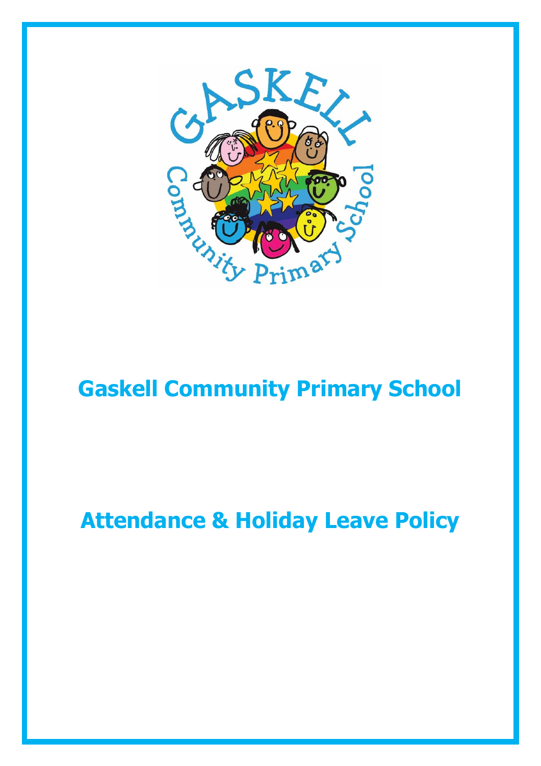# Gaskell Community Primary School

# Attendance & Holiday Leave Policy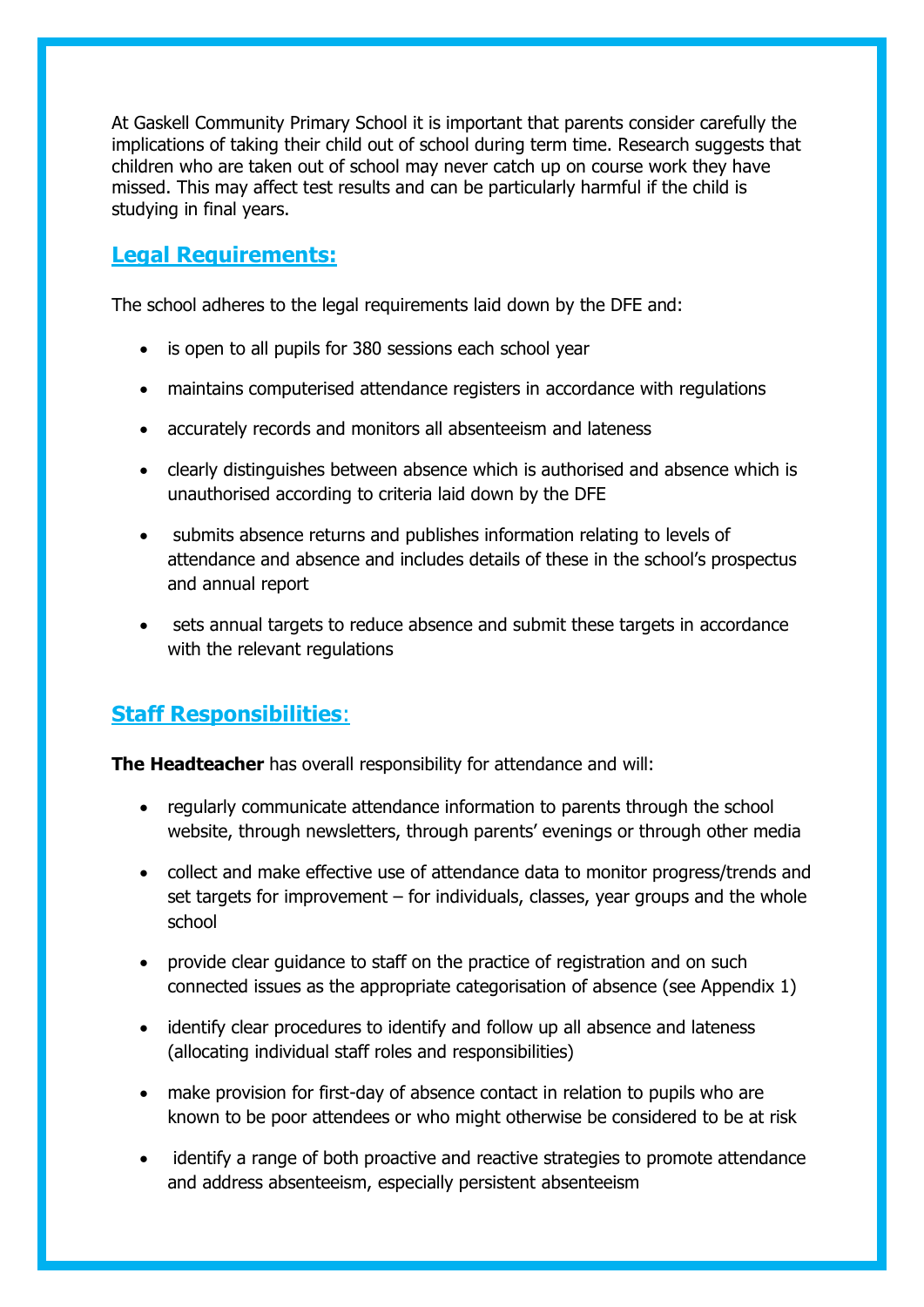At Gaskell Community Primary School it is important that parents consider carefully the implications of taking their child out of school during term time. Research suggests that children who are taken out of school may never catch up on course work they have missed. This may affect test results and can be particularly harmful if the child is studying in final years.

## Legal Requirements:

The school adheres to the legal requirements laid down by the DFE and:

- is open to all pupils for 380 sessions each school year
- maintains computerised attendance registers in accordance with regulations
- accurately records and monitors all absenteeism and lateness
- clearly distinguishes between absence which is authorised and absence which is unauthorised according to criteria laid down by the DFE
- submits absence returns and publishes information relating to levels of attendance and absence and includes details of these in the school's prospectus and annual report
- sets annual targets to reduce absence and submit these targets in accordance with the relevant regulations

## Staff Responsibilities:

**The Headteacher** has overall responsibility for attendance and will:

- regularly communicate attendance information to parents through the school website, through newsletters, through parents' evenings or through other media
- collect and make effective use of attendance data to monitor progress/trends and set targets for improvement – for individuals, classes, year groups and the whole school
- provide clear guidance to staff on the practice of registration and on such connected issues as the appropriate categorisation of absence (see Appendix 1)
- identify clear procedures to identify and follow up all absence and lateness (allocating individual staff roles and responsibilities)
- make provision for first-day of absence contact in relation to pupils who are known to be poor attendees or who might otherwise be considered to be at risk
- identify a range of both proactive and reactive strategies to promote attendance and address absenteeism, especially persistent absenteeism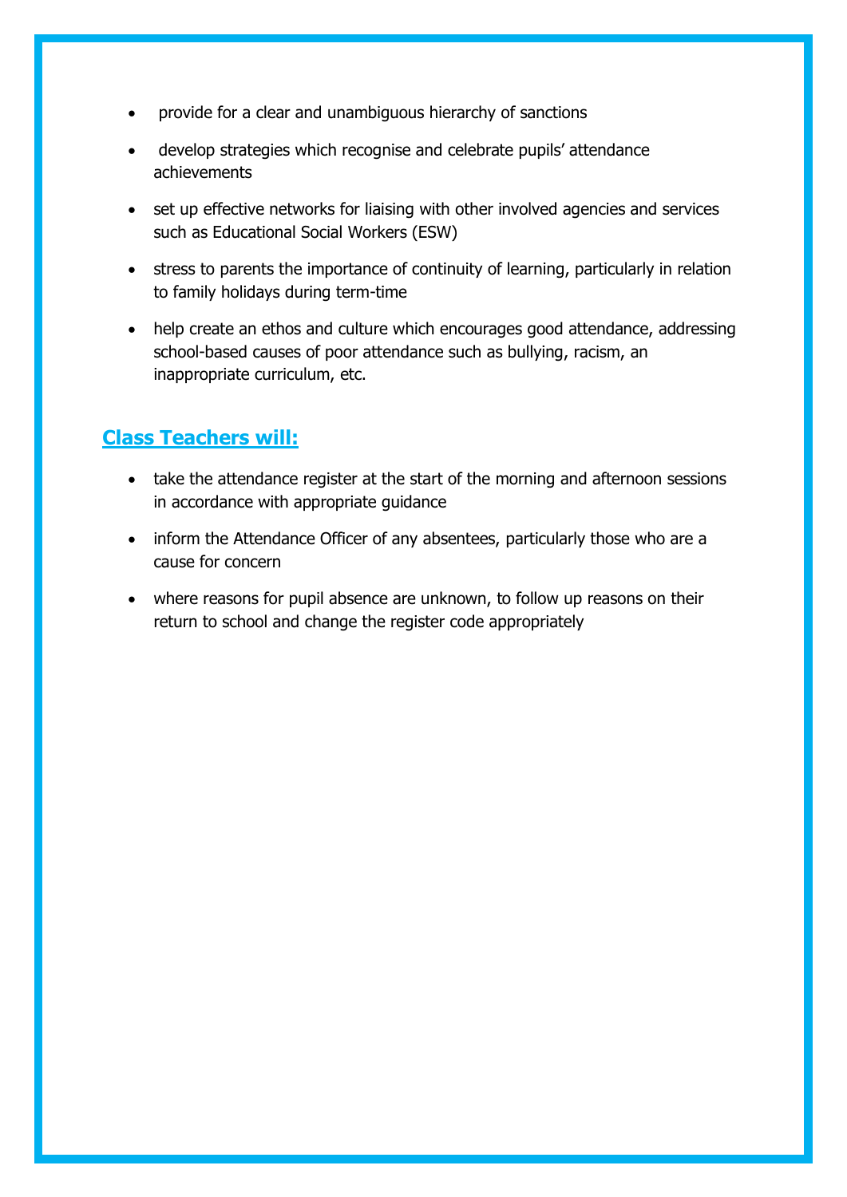- provide for a clear and unambiguous hierarchy of sanctions
- develop strategies which recognise and celebrate pupils' attendance achievements
- set up effective networks for liaising with other involved agencies and services such as Educational Social Workers (ESW)
- stress to parents the importance of continuity of learning, particularly in relation to family holidays during term-time
- help create an ethos and culture which encourages good attendance, addressing school-based causes of poor attendance such as bullying, racism, an inappropriate curriculum, etc.

## Class Teachers will:

- take the attendance register at the start of the morning and afternoon sessions in accordance with appropriate guidance
- inform the Attendance Officer of any absentees, particularly those who are a cause for concern
- where reasons for pupil absence are unknown, to follow up reasons on their return to school and change the register code appropriately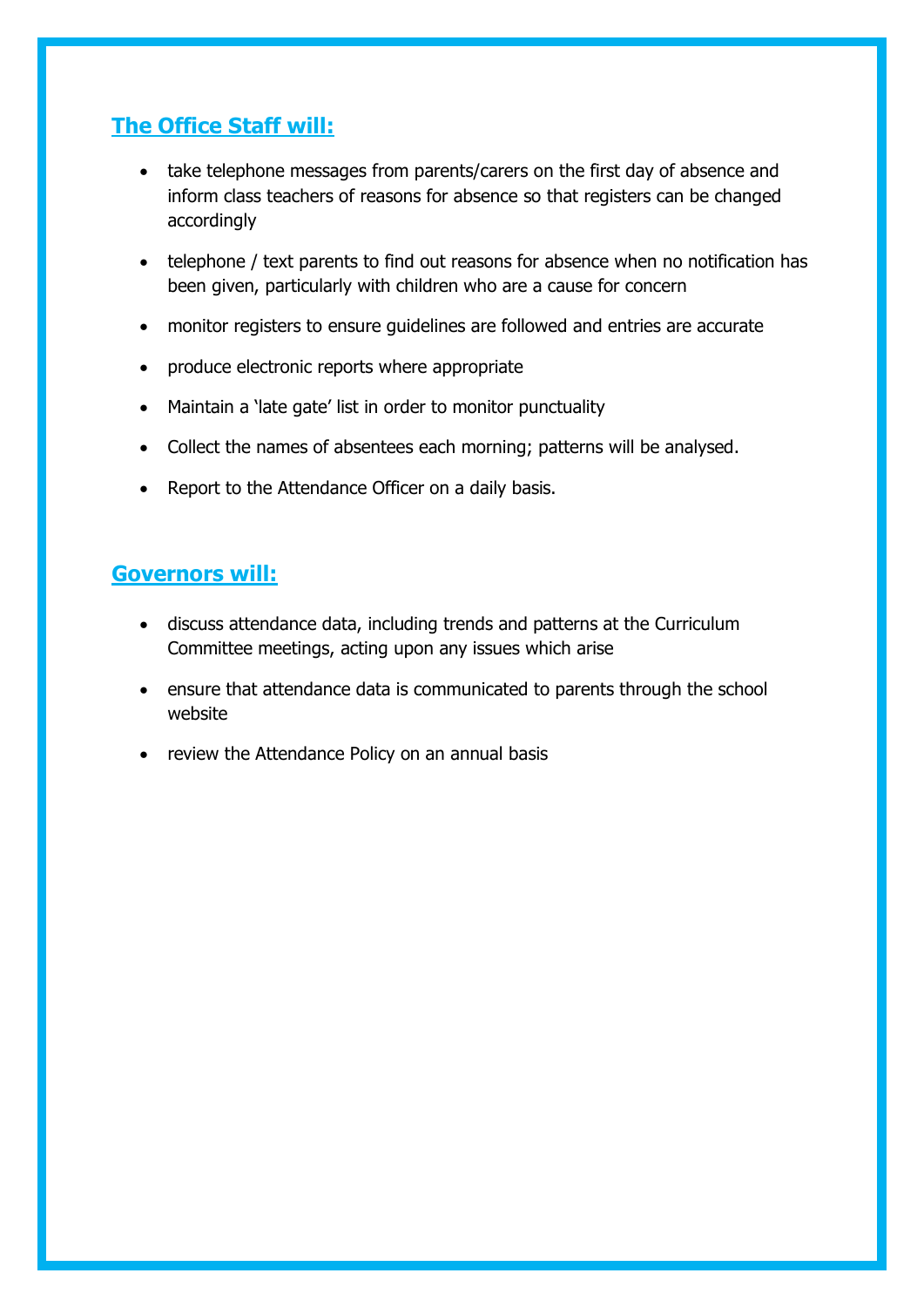## **The Office Staff will:**

- take telephone messages from parents/carers on the first day of absence and inform class teachers of reasons for absence so that registers can be changed accordingly
- telephone / text parents to find out reasons for absence when no notification has been given, particularly with children who are a cause for concern
- monitor registers to ensure guidelines are followed and entries are accurate
- produce electronic reports where appropriate
- Maintain a 'late gate' list in order to monitor punctuality
- Collect the names of absentees each morning; patterns will be analysed.
- Report to the Attendance Officer on a daily basis.

## **Governors will:**

- discuss attendance data, including trends and patterns at the Curriculum Committee meetings, acting upon any issues which arise
- ensure that attendance data is communicated to parents through the school website
- review the Attendance Policy on an annual basis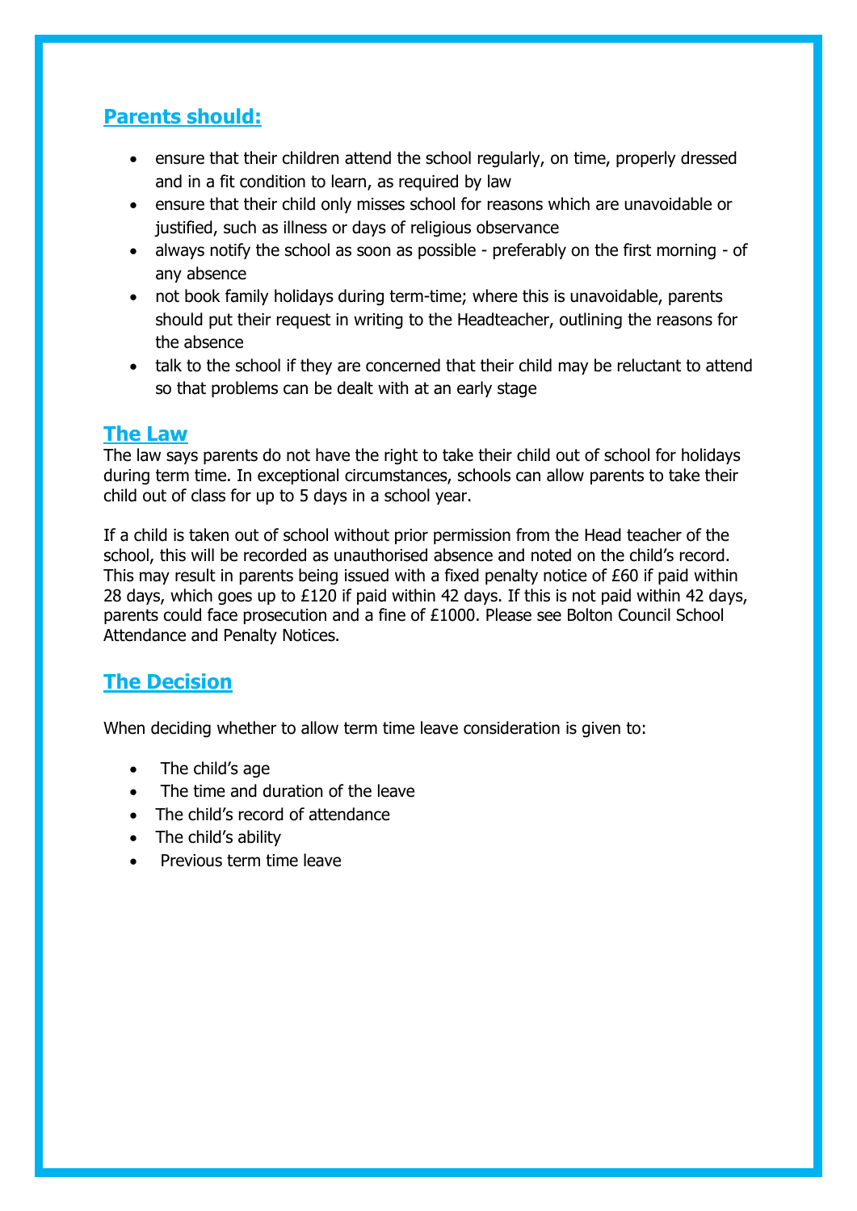## Parents should:

- ensure that their children attend the school regularly, on time, properly dressed and in a fit condition to learn, as required by law
- ensure that their child only misses school for reasons which are unavoidable or justified, such as illness or days of religious observance
- always notify the school as soon as possible - preferably on the first morning - of any absence
- not book family holidays during term-time; where this is unavoidable, parents should put their request in writing to the Headteacher, outlining the reasons for the absence
- talk to the school if they are concerned that their child may be reluctant to attend so that problems can be dealt with at an early stage

## The Law

The law says parents do not have the right to take their child out of school for holidays during term time. In exceptional circumstances, schools can allow parents to take their child out of class for up to 5 days in a school year.

If a child is taken out of school without prior permission from the Head teacher of the school, this will be recorded as unauthorised absence and noted on the child's record. This may result in parents being issued with a fixed penalty notice of £60 if paid within 28 days, which goes up to £120 if paid within 42 days. If this is not paid within 42 days, parents could face prosecution and a fine of £1000. Please see Bolton Council School Attendance and Penalty Notices.

## The Decision

When deciding whether to allow term time leave consideration is given to:

- The child's age
- The time and duration of the leave
- The child's record of attendance
- The child's ability
- Previous term time leave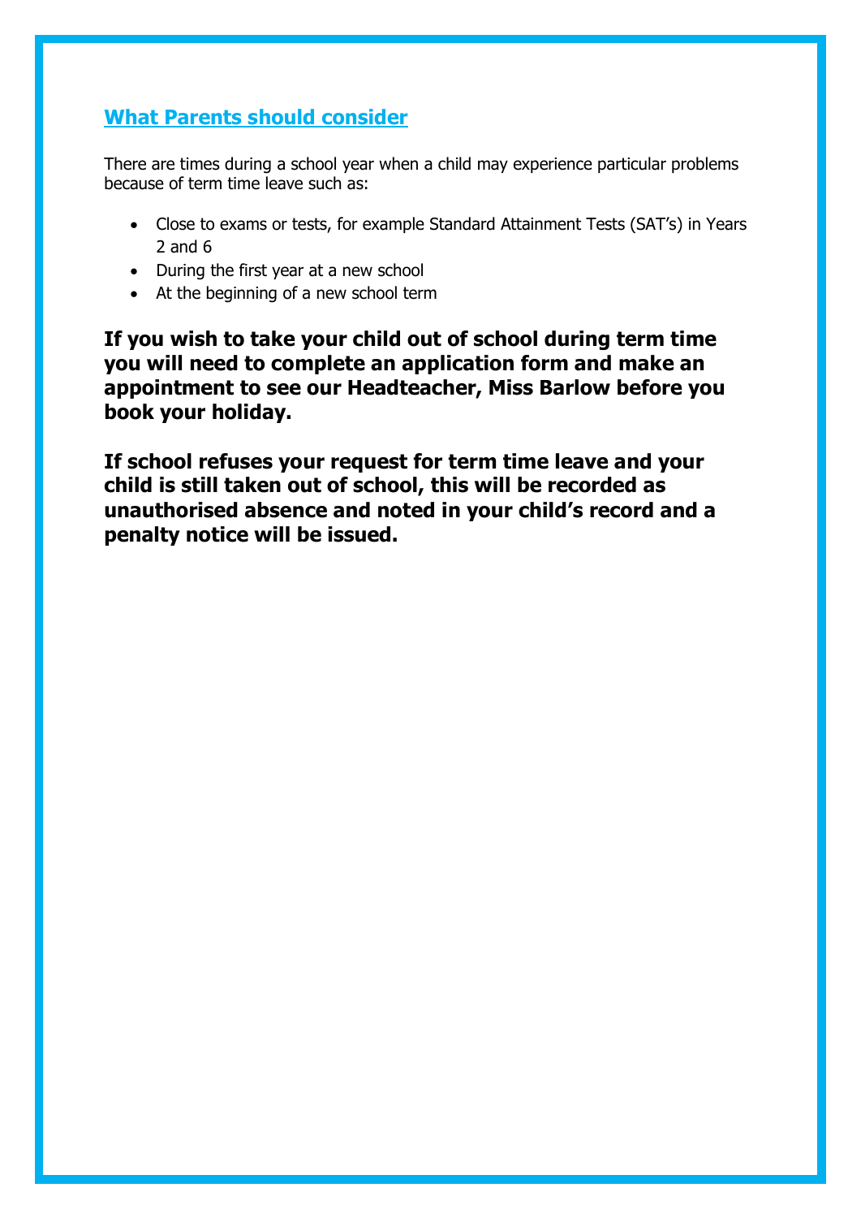## **What Parents should consider**

There are times during a school year when a child may experience particular problems because of term time leave such as:

- Close to exams or tests, for example Standard Attainment Tests (SAT's) in Years 2 and 6
- During the first year at a new school
- At the beginning of a new school term

**If you wish to take your child out of school during term time you will need to complete an application form and make an appointment to see our Headteacher, Miss Barlow before you book your holiday.**

**If school refuses your request for term time leave and your child is still taken out of school, this will be recorded as unauthorised absence and noted in your child's record and a penalty notice will be issued.**